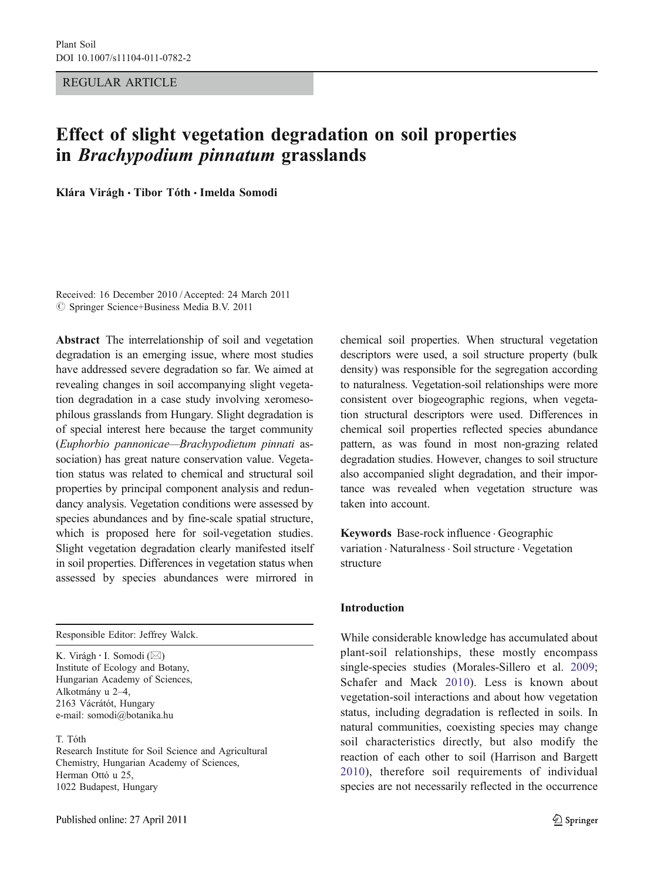REGULAR ARTICLE

# Effect of slight vegetation degradation on soil properties in *Brachypodium pinnatum* grasslands

**Klára Virágh · Tibor Tóth · Imelda Somodi**

Received: 16 December 2010 / Accepted: 24 March 2011
© Springer Science+Business Media B.V. 2011

**Abstract** The interrelationship of soil and vegetation degradation is an emerging issue, where most studies have addressed severe degradation so far. We aimed at revealing changes in soil accompanying slight vegetation degradation in a case study involving xeromesophilous grasslands from Hungary. Slight degradation is of special interest here because the target community (*Euphorbio pannonicae—Brachypodietum pinnati* association) has great nature conservation value. Vegetation status was related to chemical and structural soil properties by principal component analysis and redundancy analysis. Vegetation conditions were assessed by species abundances and by fine-scale spatial structure, which is proposed here for soil-vegetation studies. Slight vegetation degradation clearly manifested itself in soil properties. Differences in vegetation status when assessed by species abundances were mirrored in chemical soil properties. When structural vegetation descriptors were used, a soil structure property (bulk density) was responsible for the segregation according to naturalness. Vegetation-soil relationships were more consistent over biogeographic regions, when vegetation structural descriptors were used. Differences in chemical soil properties reflected species abundance pattern, as was found in most non-grazing related degradation studies. However, changes to soil structure also accompanied slight degradation, and their importance was revealed when vegetation structure was taken into account.

**Keywords** Base-rock influence · Geographic variation · Naturalness · Soil structure · Vegetation structure

Responsible Editor: Jeffrey Walck.

K. Virágh · I. Somodi (✉)
Institute of Ecology and Botany,
Hungarian Academy of Sciences,
Alkotmány u 2–4,
2163 Vácrátót, Hungary
e-mail: somodi@botanika.hu

T. Tóth
Research Institute for Soil Science and Agricultural Chemistry, Hungarian Academy of Sciences,
Herman Ottó u 25,
1022 Budapest, Hungary

## Introduction

While considerable knowledge has accumulated about plant-soil relationships, these mostly encompass single-species studies (Morales-Sillero et al. 2009; Schafer and Mack 2010). Less is known about vegetation-soil interactions and about how vegetation status, including degradation is reflected in soils. In natural communities, coexisting species may change soil characteristics directly, but also modify the reaction of each other to soil (Harrison and Bargett 2010), therefore soil requirements of individual species are not necessarily reflected in the occurrence

Published online: 27 April 2011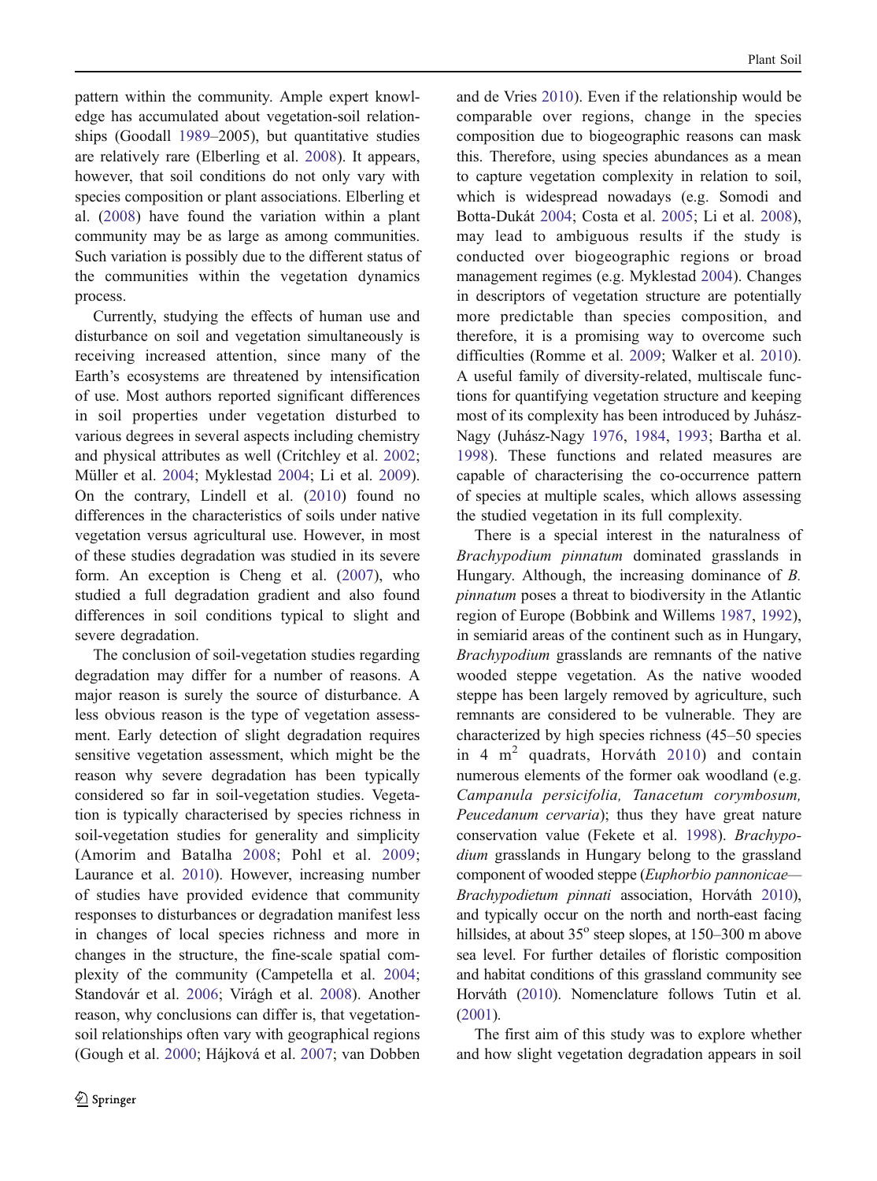pattern within the community. Ample expert knowledge has accumulated about vegetation-soil relationships (Goodall 1989–2005), but quantitative studies are relatively rare (Elberling et al. 2008). It appears, however, that soil conditions do not only vary with species composition or plant associations. Elberling et al. (2008) have found the variation within a plant community may be as large as among communities. Such variation is possibly due to the different status of the communities within the vegetation dynamics process.

Currently, studying the effects of human use and disturbance on soil and vegetation simultaneously is receiving increased attention, since many of the Earth's ecosystems are threatened by intensification of use. Most authors reported significant differences in soil properties under vegetation disturbed to various degrees in several aspects including chemistry and physical attributes as well (Critchley et al. 2002; Müller et al. 2004; Myklestad 2004; Li et al. 2009). On the contrary, Lindell et al. (2010) found no differences in the characteristics of soils under native vegetation versus agricultural use. However, in most of these studies degradation was studied in its severe form. An exception is Cheng et al. (2007), who studied a full degradation gradient and also found differences in soil conditions typical to slight and severe degradation.

The conclusion of soil-vegetation studies regarding degradation may differ for a number of reasons. A major reason is surely the source of disturbance. A less obvious reason is the type of vegetation assessment. Early detection of slight degradation requires sensitive vegetation assessment, which might be the reason why severe degradation has been typically considered so far in soil-vegetation studies. Vegetation is typically characterised by species richness in soil-vegetation studies for generality and simplicity (Amorim and Batalha 2008; Pohl et al. 2009; Laurance et al. 2010). However, increasing number of studies have provided evidence that community responses to disturbances or degradation manifest less in changes of local species richness and more in changes in the structure, the fine-scale spatial complexity of the community (Campetella et al. 2004; Standovár et al. 2006; Virágh et al. 2008). Another reason, why conclusions can differ is, that vegetation-soil relationships often vary with geographical regions (Gough et al. 2000; Hájková et al. 2007; van Dobben and de Vries 2010). Even if the relationship would be comparable over regions, change in the species composition due to biogeographic reasons can mask this. Therefore, using species abundances as a mean to capture vegetation complexity in relation to soil, which is widespread nowadays (e.g. Somodi and Botta-Dukát 2004; Costa et al. 2005; Li et al. 2008), may lead to ambiguous results if the study is conducted over biogeographic regions or broad management regimes (e.g. Myklestad 2004). Changes in descriptors of vegetation structure are potentially more predictable than species composition, and therefore, it is a promising way to overcome such difficulties (Romme et al. 2009; Walker et al. 2010). A useful family of diversity-related, multiscale functions for quantifying vegetation structure and keeping most of its complexity has been introduced by Juhász-Nagy (Juhász-Nagy 1976, 1984, 1993; Bartha et al. 1998). These functions and related measures are capable of characterising the co-occurrence pattern of species at multiple scales, which allows assessing the studied vegetation in its full complexity.

There is a special interest in the naturalness of *Brachypodium pinnatum* dominated grasslands in Hungary. Although, the increasing dominance of *B. pinnatum* poses a threat to biodiversity in the Atlantic region of Europe (Bobbink and Willems 1987, 1992), in semiarid areas of the continent such as in Hungary, *Brachypodium* grasslands are remnants of the native wooded steppe vegetation. As the native wooded steppe has been largely removed by agriculture, such remnants are considered to be vulnerable. They are characterized by high species richness (45–50 species in 4 m$^2$ quadrats, Horváth 2010) and contain numerous elements of the former oak woodland (e.g. *Campanula persicifolia, Tanacetum corymbosum, Peucedanum cervaria*); thus they have great nature conservation value (Fekete et al. 1998). *Brachypodium* grasslands in Hungary belong to the grassland component of wooded steppe (*Euphorbio pannonicae—Brachypodietum pinnati* association, Horváth 2010), and typically occur on the north and north-east facing hillsides, at about 35° steep slopes, at 150–300 m above sea level. For further detailes of floristic composition and habitat conditions of this grassland community see Horváth (2010). Nomenclature follows Tutin et al. (2001).

The first aim of this study was to explore whether and how slight vegetation degradation appears in soil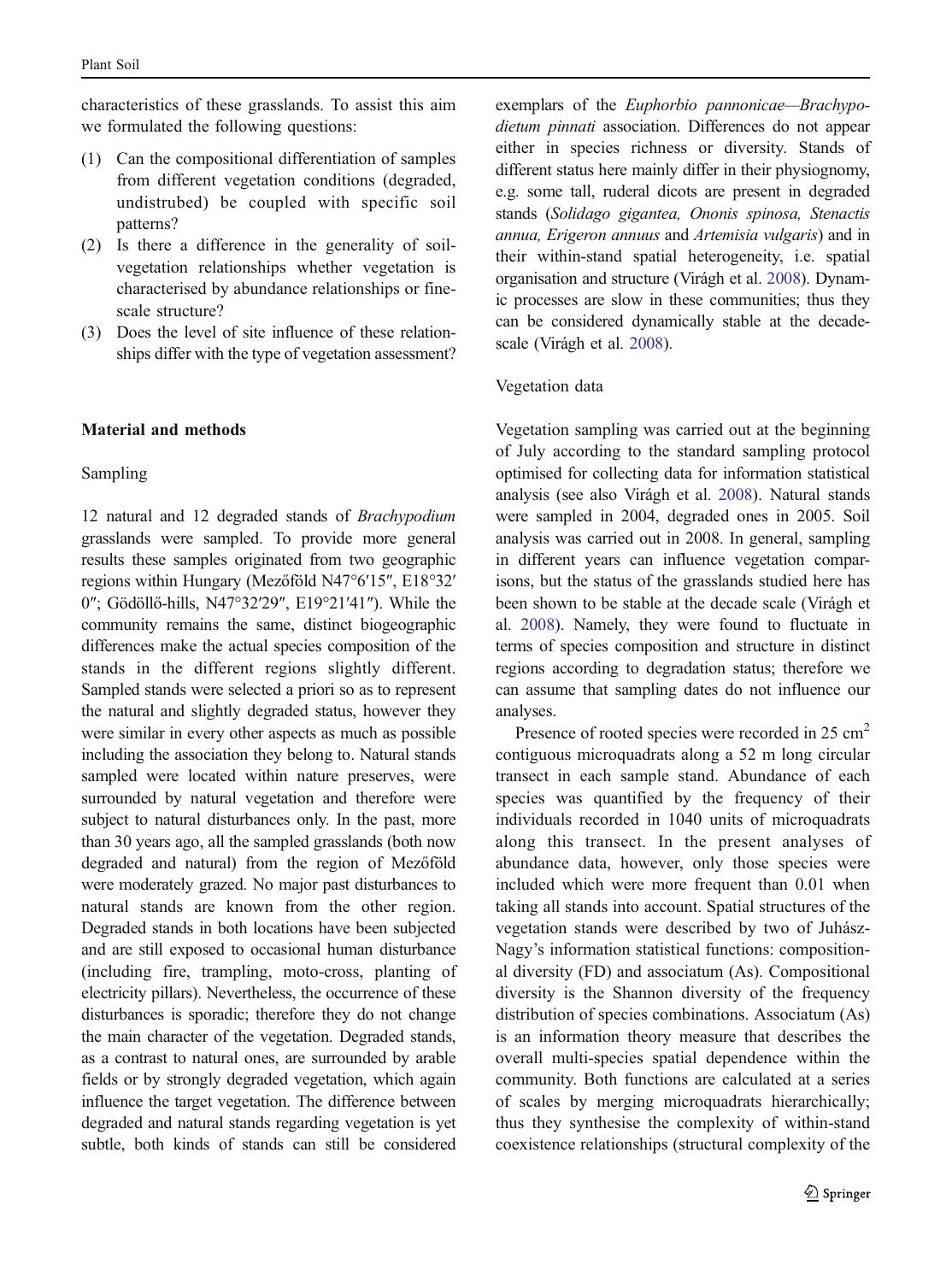characteristics of these grasslands. To assist this aim we formulated the following questions:

1. Can the compositional differentiation of samples from different vegetation conditions (degraded, undistrubed) be coupled with specific soil patterns?
2. Is there a difference in the generality of soil-vegetation relationships whether vegetation is characterised by abundance relationships or fine-scale structure?
3. Does the level of site influence of these relationships differ with the type of vegetation assessment?

## Material and methods

### Sampling

12 natural and 12 degraded stands of *Brachypodium* grasslands were sampled. To provide more general results these samples originated from two geographic regions within Hungary (Mezőföld N47°6′15″, E18°32′0″; Gödöllő-hills, N47°32′29″, E19°21′41″). While the community remains the same, distinct biogeographic differences make the actual species composition of the stands in the different regions slightly different. Sampled stands were selected a priori so as to represent the natural and slightly degraded status, however they were similar in every other aspects as much as possible including the association they belong to. Natural stands sampled were located within nature preserves, were surrounded by natural vegetation and therefore were subject to natural disturbances only. In the past, more than 30 years ago, all the sampled grasslands (both now degraded and natural) from the region of Mezőföld were moderately grazed. No major past disturbances to natural stands are known from the other region. Degraded stands in both locations have been subjected and are still exposed to occasional human disturbance (including fire, trampling, moto-cross, planting of electricity pillars). Nevertheless, the occurrence of these disturbances is sporadic; therefore they do not change the main character of the vegetation. Degraded stands, as a contrast to natural ones, are surrounded by arable fields or by strongly degraded vegetation, which again influence the target vegetation. The difference between degraded and natural stands regarding vegetation is yet subtle, both kinds of stands can still be considered exemplars of the *Euphorbio pannonicae—Brachypodietum pinnati* association. Differences do not appear either in species richness or diversity. Stands of different status here mainly differ in their physiognomy, e.g. some tall, ruderal dicots are present in degraded stands (*Solidago gigantea, Ononis spinosa, Stenactis annua, Erigeron annuus* and *Artemisia vulgaris*) and in their within-stand spatial heterogeneity, i.e. spatial organisation and structure (Virágh et al. 2008). Dynamic processes are slow in these communities; thus they can be considered dynamically stable at the decade-scale (Virágh et al. 2008).

### Vegetation data

Vegetation sampling was carried out at the beginning of July according to the standard sampling protocol optimised for collecting data for information statistical analysis (see also Virágh et al. 2008). Natural stands were sampled in 2004, degraded ones in 2005. Soil analysis was carried out in 2008. In general, sampling in different years can influence vegetation comparisons, but the status of the grasslands studied here has been shown to be stable at the decade scale (Virágh et al. 2008). Namely, they were found to fluctuate in terms of species composition and structure in distinct regions according to degradation status; therefore we can assume that sampling dates do not influence our analyses.

Presence of rooted species were recorded in 25 $cm^2$ contiguous microquadrats along a 52 m long circular transect in each sample stand. Abundance of each species was quantified by the frequency of their individuals recorded in 1040 units of microquadrats along this transect. In the present analyses of abundance data, however, only those species were included which were more frequent than 0.01 when taking all stands into account. Spatial structures of the vegetation stands were described by two of Juhász-Nagy's information statistical functions: compositional diversity (FD) and associatum (As). Compositional diversity is the Shannon diversity of the frequency distribution of species combinations. Associatum (As) is an information theory measure that describes the overall multi-species spatial dependence within the community. Both functions are calculated at a series of scales by merging microquadrats hierarchically; thus they synthesise the complexity of within-stand coexistence relationships (structural complexity of the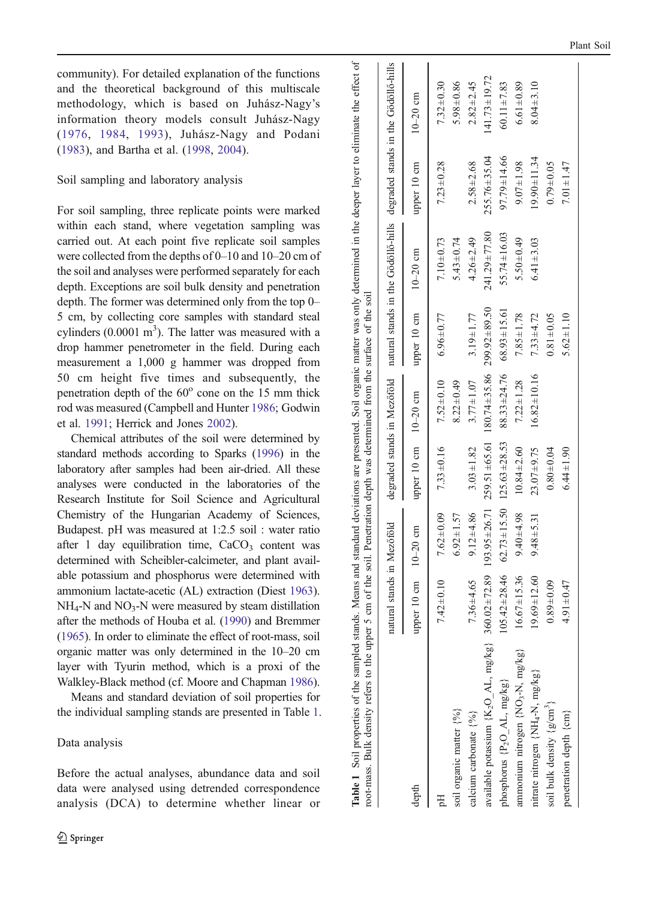community). For detailed explanation of the functions and the theoretical background of this multiscale methodology, which is based on Juhász-Nagy's information theory models consult Juhász-Nagy (1976, 1984, 1993), Juhász-Nagy and Podani (1983), and Bartha et al. (1998, 2004).

### Soil sampling and laboratory analysis

For soil sampling, three replicate points were marked within each stand, where vegetation sampling was carried out. At each point five replicate soil samples were collected from the depths of 0–10 and 10–20 cm of the soil and analyses were performed separately for each depth. Exceptions are soil bulk density and penetration depth. The former was determined only from the top 0–5 cm, by collecting core samples with standard steal cylinders (0.0001 $m^3$). The latter was measured with a drop hammer penetrometer in the field. During each measurement a 1,000 g hammer was dropped from 50 cm height five times and subsequently, the penetration depth of the 60$^o$ cone on the 15 mm thick rod was measured (Campbell and Hunter 1986; Godwin et al. 1991; Herrick and Jones 2002).

Chemical attributes of the soil were determined by standard methods according to Sparks (1996) in the laboratory after samples had been air-dried. All these analyses were conducted in the laboratories of the Research Institute for Soil Science and Agricultural Chemistry of the Hungarian Academy of Sciences, Budapest. pH was measured at 1:2.5 soil : water ratio after 1 day equilibration time, $CaCO_3$ content was determined with Scheibler-calcimeter, and plant available potassium and phosphorus were determined with ammonium lactate-acetic (AL) extraction (Diest 1963). $NH_4$-N and $NO_3$-N were measured by steam distillation after the methods of Houba et al. (1990) and Bremmer (1965). In order to eliminate the effect of root-mass, soil organic matter was only determined in the 10–20 cm layer with Tyurin method, which is a proxi of the Walkley-Black method (cf. Moore and Chapman 1986).

Means and standard deviation of soil properties for the individual sampling stands are presented in Table 1.

### Data analysis

Before the actual analyses, abundance data and soil data were analysed using detrended correspondence analysis (DCA) to determine whether linear or

**Table 1** Soil properties of the sampled stands. Means and standard deviations are presented. Soil organic matter was only determined in the deeper layer to eliminate the effect of root-mass. Bulk density refers to the upper 5 cm of the soil. Penetration depth was determined from the surface of the soil

| | natural stands in Mezőföld | | degraded stands in Mezőföld | | natural stands in the Gödöllő-hills | | degraded stands in the Gödöllő-hills | |
|---|---|---|---|---|---|---|---|---|
| depth | upper 10 cm | 10–20 cm | upper 10 cm | 10–20 cm | upper 10 cm | 10–20 cm | upper 10 cm | 10–20 cm |
| pH | 7.42±0.10 | 7.62±0.09 | 7.33±0.16 | 7.52±0.10 | 6.96±0.77 | 7.10±0.73 | 7.23±0.28 | 7.32±0.30 |
| soil organic matter {%} | | 6.92±1.57 | | 8.22±0.49 | | 5.43±0.74 | | 5.98±0.86 |
| calcium carbonate {%} | 7.36±4.65 | 9.12±4.86 | 3.03±1.82 | 3.77±1.07 | 3.19±1.77 | 4.26±2.49 | 2.58±2.68 | 2.82±2.45 |
| available potassium {$K_2O$_AL, mg/kg} | 360.02±72.89 | 193.95±26.71 | 259.51±65.61 | 180.74±35.86 | 299.92±89.50 | 241.29±77.80 | 255.76±35.04 | 141.73±19.72 |
| phosphorus {$P_2O$_AL, mg/kg} | 105.42±28.46 | 62.73±15.50 | 125.63±28.53 | 88.33±24.76 | 68.93±15.61 | 55.74±16.03 | 97.79±14.66 | 60.11±7.83 |
| ammonium nitrogen {$NO_3$-N, mg/kg} | 16.67±15.36 | 9.40±4.98 | 10.84±2.60 | 7.22±1.28 | 7.85±1.78 | 5.50±0.49 | 9.07±1.98 | 6.61±0.89 |
| nitrate nitrogen {$NH_4$-N, mg/kg} | 19.69±12.60 | 9.48±5.31 | 23.07±9.75 | 16.82±10.16 | 7.33±4.72 | 6.41±3.03 | 19.90±11.34 | 8.04±3.10 |
| soil bulk density {g/cm$^3$} | 0.89±0.09 | | 0.80±0.04 | | 0.81±0.05 | | 0.79±0.05 | |
| penetration depth {cm} | 4.91±0.47 | | 6.44±1.90 | | 5.62±1.10 | | 7.01±1.47 | |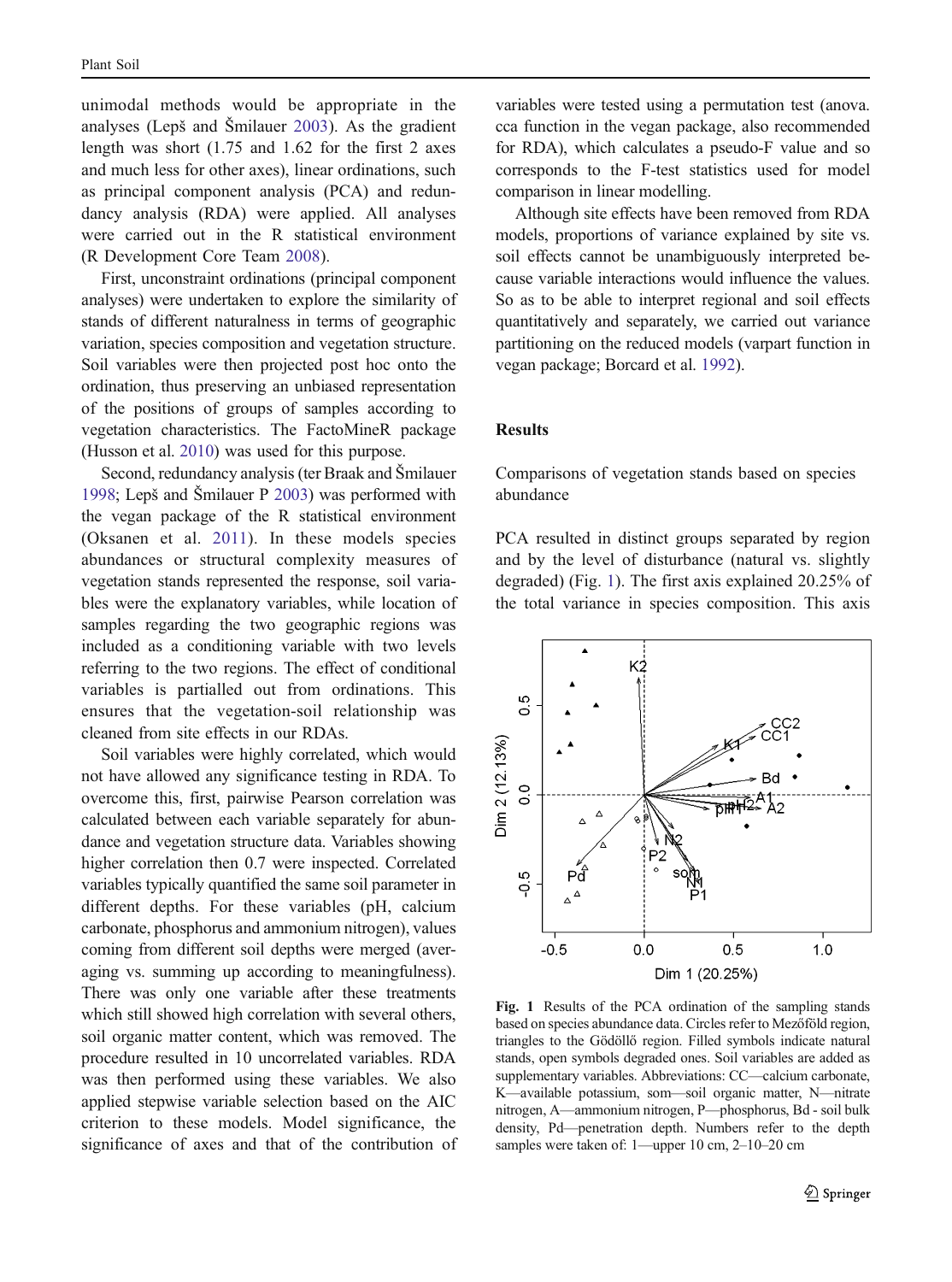unimodal methods would be appropriate in the analyses (Lepš and Šmilauer 2003). As the gradient length was short (1.75 and 1.62 for the first 2 axes and much less for other axes), linear ordinations, such as principal component analysis (PCA) and redundancy analysis (RDA) were applied. All analyses were carried out in the R statistical environment (R Development Core Team 2008).

First, unconstraint ordinations (principal component analyses) were undertaken to explore the similarity of stands of different naturalness in terms of geographic variation, species composition and vegetation structure. Soil variables were then projected post hoc onto the ordination, thus preserving an unbiased representation of the positions of groups of samples according to vegetation characteristics. The FactoMineR package (Husson et al. 2010) was used for this purpose.

Second, redundancy analysis (ter Braak and Šmilauer 1998; Lepš and Šmilauer P 2003) was performed with the vegan package of the R statistical environment (Oksanen et al. 2011). In these models species abundances or structural complexity measures of vegetation stands represented the response, soil variables were the explanatory variables, while location of samples regarding the two geographic regions was included as a conditioning variable with two levels referring to the two regions. The effect of conditional variables is partialled out from ordinations. This ensures that the vegetation-soil relationship was cleaned from site effects in our RDAs.

Soil variables were highly correlated, which would not have allowed any significance testing in RDA. To overcome this, first, pairwise Pearson correlation was calculated between each variable separately for abundance and vegetation structure data. Variables showing higher correlation then 0.7 were inspected. Correlated variables typically quantified the same soil parameter in different depths. For these variables (pH, calcium carbonate, phosphorus and ammonium nitrogen), values coming from different soil depths were merged (averaging vs. summing up according to meaningfulness). There was only one variable after these treatments which still showed high correlation with several others, soil organic matter content, which was removed. The procedure resulted in 10 uncorrelated variables. RDA was then performed using these variables. We also applied stepwise variable selection based on the AIC criterion to these models. Model significance, the significance of axes and that of the contribution of variables were tested using a permutation test (anova.cca function in the vegan package, also recommended for RDA), which calculates a pseudo-F value and so corresponds to the F-test statistics used for model comparison in linear modelling.

Although site effects have been removed from RDA models, proportions of variance explained by site vs. soil effects cannot be unambiguously interpreted because variable interactions would influence the values. So as to be able to interpret regional and soil effects quantitatively and separately, we carried out variance partitioning on the reduced models (varpart function in vegan package; Borcard et al. 1992).

## Results

### Comparisons of vegetation stands based on species abundance

PCA resulted in distinct groups separated by region and by the level of disturbance (natural vs. slightly degraded) (Fig. 1). The first axis explained 20.25% of the total variance in species composition. This axis

Dim 2 (12.13%)
Dim 1 (20.25%)
K2, CC2, CC1, K1, Bd, A1, pH1, pH2, A2, N2, P2, som, N1, P1, Pd

**Fig. 1** Results of the PCA ordination of the sampling stands based on species abundance data. Circles refer to Mezőföld region, triangles to the Gödöllő region. Filled symbols indicate natural stands, open symbols degraded ones. Soil variables are added as supplementary variables. Abbreviations: CC—calcium carbonate, K—available potassium, som—soil organic matter, N—nitrate nitrogen, A—ammonium nitrogen, P—phosphorus, Bd - soil bulk density, Pd—penetration depth. Numbers refer to the depth samples were taken of: 1—upper 10 cm, 2–10–20 cm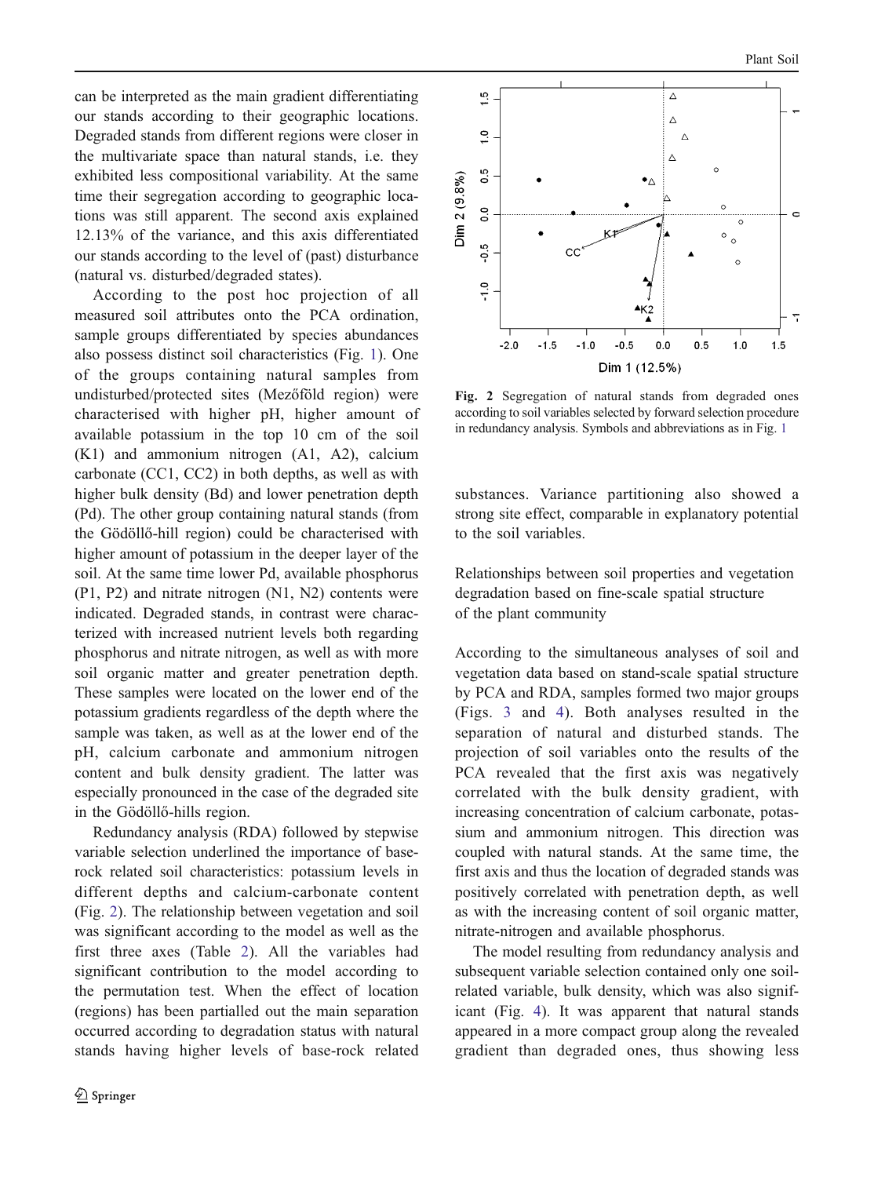can be interpreted as the main gradient differentiating our stands according to their geographic locations. Degraded stands from different regions were closer in the multivariate space than natural stands, i.e. they exhibited less compositional variability. At the same time their segregation according to geographic locations was still apparent. The second axis explained 12.13% of the variance, and this axis differentiated our stands according to the level of (past) disturbance (natural vs. disturbed/degraded states).

According to the post hoc projection of all measured soil attributes onto the PCA ordination, sample groups differentiated by species abundances also possess distinct soil characteristics (Fig. 1). One of the groups containing natural samples from undisturbed/protected sites (Mezőföld region) were characterised with higher pH, higher amount of available potassium in the top 10 cm of the soil (K1) and ammonium nitrogen (A1, A2), calcium carbonate (CC1, CC2) in both depths, as well as with higher bulk density (Bd) and lower penetration depth (Pd). The other group containing natural stands (from the Gödöllő-hill region) could be characterised with higher amount of potassium in the deeper layer of the soil. At the same time lower Pd, available phosphorus (P1, P2) and nitrate nitrogen (N1, N2) contents were indicated. Degraded stands, in contrast were characterized with increased nutrient levels both regarding phosphorus and nitrate nitrogen, as well as with more soil organic matter and greater penetration depth. These samples were located on the lower end of the potassium gradients regardless of the depth where the sample was taken, as well as at the lower end of the pH, calcium carbonate and ammonium nitrogen content and bulk density gradient. The latter was especially pronounced in the case of the degraded site in the Gödöllő-hills region.

Redundancy analysis (RDA) followed by stepwise variable selection underlined the importance of base-rock related soil characteristics: potassium levels in different depths and calcium-carbonate content (Fig. 2). The relationship between vegetation and soil was significant according to the model as well as the first three axes (Table 2). All the variables had significant contribution to the model according to the permutation test. When the effect of location (regions) has been partialled out the main separation occurred according to degradation status with natural stands having higher levels of base-rock related substances. Variance partitioning also showed a strong site effect, comparable in explanatory potential to the soil variables.

**Fig. 2** Segregation of natural stands from degraded ones according to soil variables selected by forward selection procedure in redundancy analysis. Symbols and abbreviations as in Fig. 1

### Relationships between soil properties and vegetation degradation based on fine-scale spatial structure of the plant community

According to the simultaneous analyses of soil and vegetation data based on stand-scale spatial structure by PCA and RDA, samples formed two major groups (Figs. 3 and 4). Both analyses resulted in the separation of natural and disturbed stands. The projection of soil variables onto the results of the PCA revealed that the first axis was negatively correlated with the bulk density gradient, with increasing concentration of calcium carbonate, potassium and ammonium nitrogen. This direction was coupled with natural stands. At the same time, the first axis and thus the location of degraded stands was positively correlated with penetration depth, as well as with the increasing content of soil organic matter, nitrate-nitrogen and available phosphorus.

The model resulting from redundancy analysis and subsequent variable selection contained only one soil-related variable, bulk density, which was also significant (Fig. 4). It was apparent that natural stands appeared in a more compact group along the revealed gradient than degraded ones, thus showing less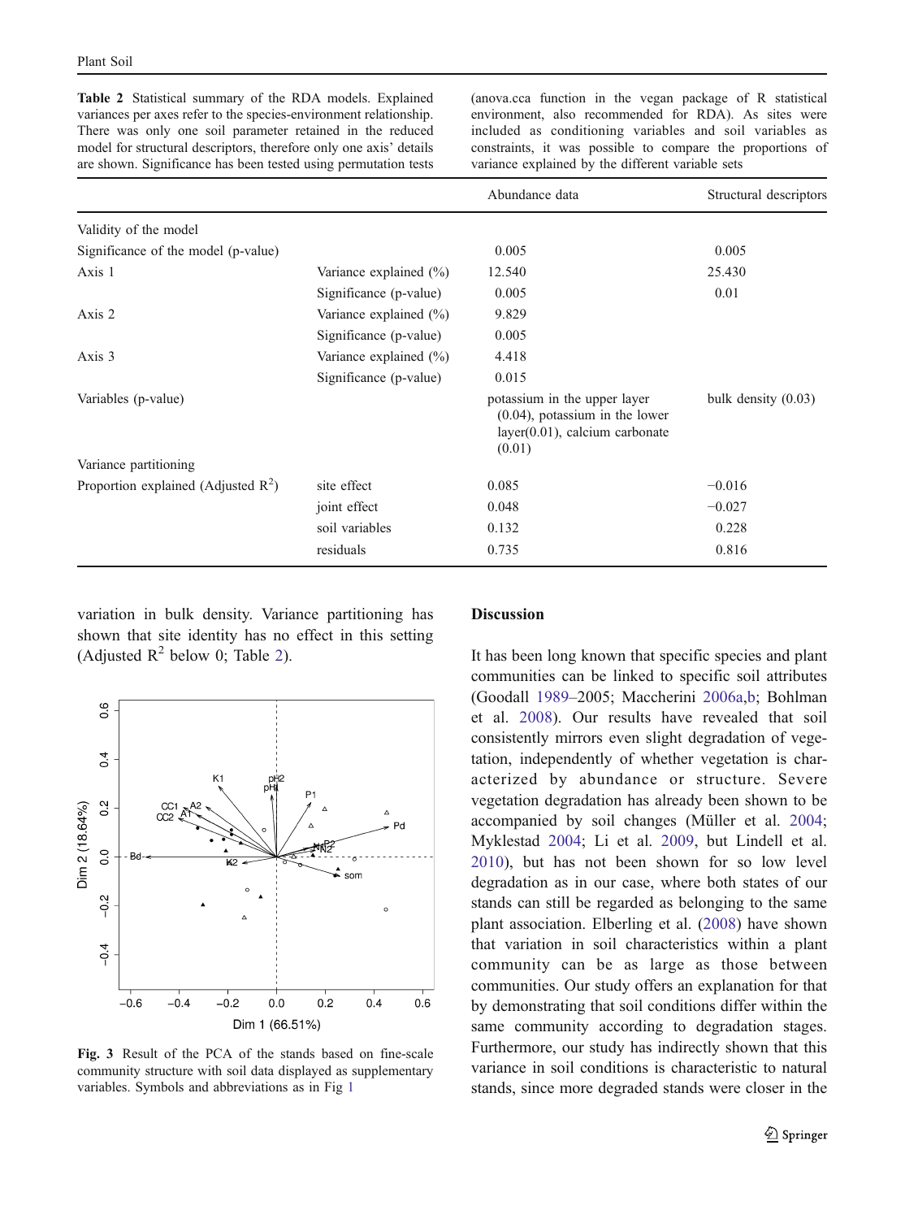**Table 2** Statistical summary of the RDA models. Explained variances per axes refer to the species-environment relationship. There was only one soil parameter retained in the reduced model for structural descriptors, therefore only one axis' details are shown. Significance has been tested using permutation tests (anova.cca function in the vegan package of R statistical environment, also recommended for RDA). As sites were included as conditioning variables and soil variables as constraints, it was possible to compare the proportions of variance explained by the different variable sets

| | | Abundance data | Structural descriptors |
|---|---|---|---|
| Validity of the model | | | |
| Significance of the model (p-value) | | 0.005 | 0.005 |
| Axis 1 | Variance explained (%) | 12.540 | 25.430 |
| | Significance (p-value) | 0.005 | 0.01 |
| Axis 2 | Variance explained (%) | 9.829 | |
| | Significance (p-value) | 0.005 | |
| Axis 3 | Variance explained (%) | 4.418 | |
| | Significance (p-value) | 0.015 | |
| Variables (p-value) | | potassium in the upper layer (0.04), potassium in the lower layer(0.01), calcium carbonate (0.01) | bulk density (0.03) |
| Variance partitioning | | | |
| Proportion explained (Adjusted $R^2$) | site effect | 0.085 | −0.016 |
| | joint effect | 0.048 | −0.027 |
| | soil variables | 0.132 | 0.228 |
| | residuals | 0.735 | 0.816 |

variation in bulk density. Variance partitioning has shown that site identity has no effect in this setting (Adjusted $R^2$ below 0; Table 2).

**Fig. 3** Result of the PCA of the stands based on fine-scale community structure with soil data displayed as supplementary variables. Symbols and abbreviations as in Fig 1

## Discussion

It has been long known that specific species and plant communities can be linked to specific soil attributes (Goodall 1989–2005; Maccherini 2006a,b; Bohlman et al. 2008). Our results have revealed that soil consistently mirrors even slight degradation of vegetation, independently of whether vegetation is characterized by abundance or structure. Severe vegetation degradation has already been shown to be accompanied by soil changes (Müller et al. 2004; Myklestad 2004; Li et al. 2009, but Lindell et al. 2010), but has not been shown for so low level degradation as in our case, where both states of our stands can still be regarded as belonging to the same plant association. Elberling et al. (2008) have shown that variation in soil characteristics within a plant community can be as large as those between communities. Our study offers an explanation for that by demonstrating that soil conditions differ within the same community according to degradation stages. Furthermore, our study has indirectly shown that this variance in soil conditions is characteristic to natural stands, since more degraded stands were closer in the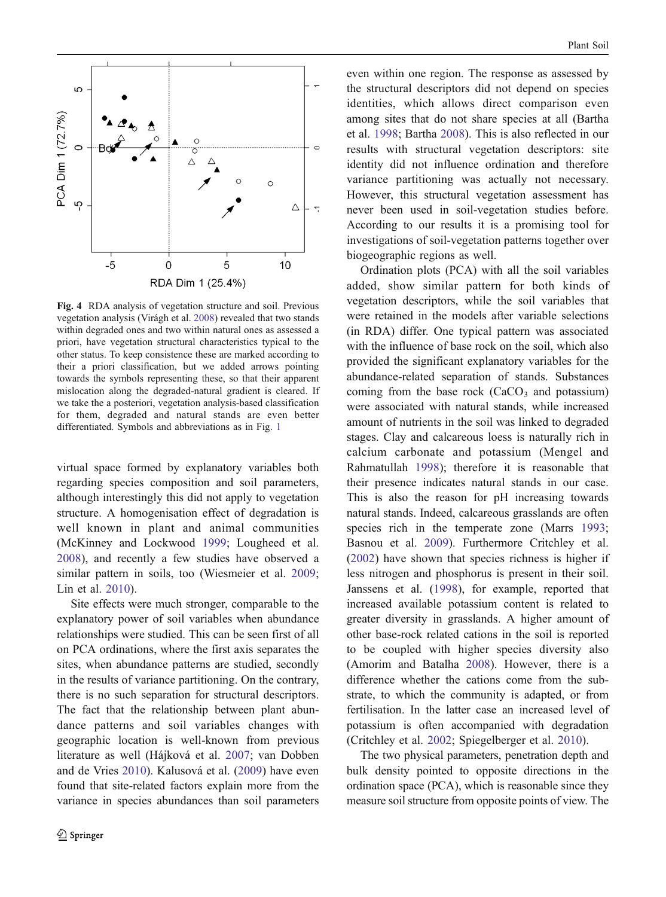Fig. 4 RDA analysis of vegetation structure and soil. Previous vegetation analysis (Virágh et al. 2008) revealed that two stands within degraded ones and two within natural ones as assessed a priori, have vegetation structural characteristics typical to the other status. To keep consistence these are marked according to their a priori classification, but we added arrows pointing towards the symbols representing these, so that their apparent mislocation along the degraded-natural gradient is cleared. If we take the a posteriori, vegetation analysis-based classification for them, degraded and natural stands are even better differentiated. Symbols and abbreviations as in Fig. 1

virtual space formed by explanatory variables both regarding species composition and soil parameters, although interestingly this did not apply to vegetation structure. A homogenisation effect of degradation is well known in plant and animal communities (McKinney and Lockwood 1999; Lougheed et al. 2008), and recently a few studies have observed a similar pattern in soils, too (Wiesmeier et al. 2009; Lin et al. 2010).

Site effects were much stronger, comparable to the explanatory power of soil variables when abundance relationships were studied. This can be seen first of all on PCA ordinations, where the first axis separates the sites, when abundance patterns are studied, secondly in the results of variance partitioning. On the contrary, there is no such separation for structural descriptors. The fact that the relationship between plant abundance patterns and soil variables changes with geographic location is well-known from previous literature as well (Hájková et al. 2007; van Dobben and de Vries 2010). Kalusová et al. (2009) have even found that site-related factors explain more from the variance in species abundances than soil parameters even within one region. The response as assessed by the structural descriptors did not depend on species identities, which allows direct comparison even among sites that do not share species at all (Bartha et al. 1998; Bartha 2008). This is also reflected in our results with structural vegetation descriptors: site identity did not influence ordination and therefore variance partitioning was actually not necessary. However, this structural vegetation assessment has never been used in soil-vegetation studies before. According to our results it is a promising tool for investigations of soil-vegetation patterns together over biogeographic regions as well.

Ordination plots (PCA) with all the soil variables added, show similar pattern for both kinds of vegetation descriptors, while the soil variables that were retained in the models after variable selections (in RDA) differ. One typical pattern was associated with the influence of base rock on the soil, which also provided the significant explanatory variables for the abundance-related separation of stands. Substances coming from the base rock ($CaCO_3$ and potassium) were associated with natural stands, while increased amount of nutrients in the soil was linked to degraded stages. Clay and calcareous loess is naturally rich in calcium carbonate and potassium (Mengel and Rahmatullah 1998); therefore it is reasonable that their presence indicates natural stands in our case. This is also the reason for pH increasing towards natural stands. Indeed, calcareous grasslands are often species rich in the temperate zone (Marrs 1993; Basnou et al. 2009). Furthermore Critchley et al. (2002) have shown that species richness is higher if less nitrogen and phosphorus is present in their soil. Janssens et al. (1998), for example, reported that increased available potassium content is related to greater diversity in grasslands. A higher amount of other base-rock related cations in the soil is reported to be coupled with higher species diversity also (Amorim and Batalha 2008). However, there is a difference whether the cations come from the substrate, to which the community is adapted, or from fertilisation. In the latter case an increased level of potassium is often accompanied with degradation (Critchley et al. 2002; Spiegelberger et al. 2010).

The two physical parameters, penetration depth and bulk density pointed to opposite directions in the ordination space (PCA), which is reasonable since they measure soil structure from opposite points of view. The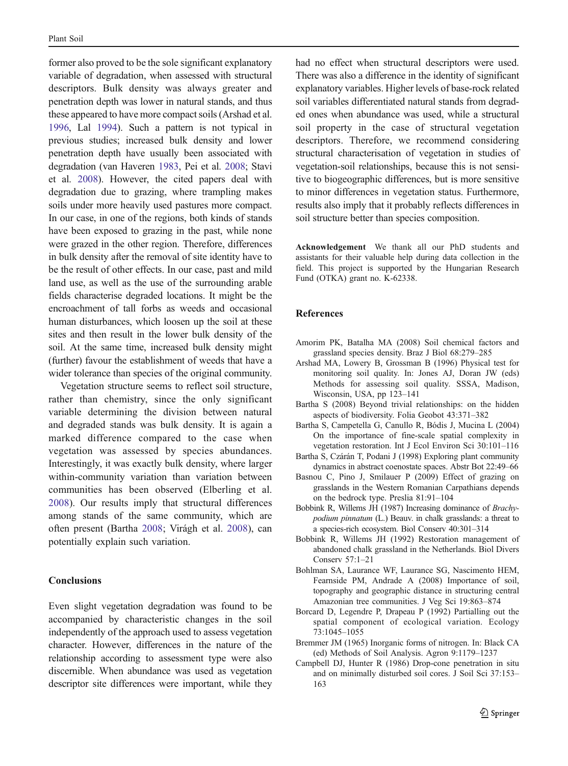former also proved to be the sole significant explanatory variable of degradation, when assessed with structural descriptors. Bulk density was always greater and penetration depth was lower in natural stands, and thus these appeared to have more compact soils (Arshad et al. 1996, Lal 1994). Such a pattern is not typical in previous studies; increased bulk density and lower penetration depth have usually been associated with degradation (van Haveren 1983, Pei et al. 2008; Stavi et al. 2008). However, the cited papers deal with degradation due to grazing, where trampling makes soils under more heavily used pastures more compact. In our case, in one of the regions, both kinds of stands have been exposed to grazing in the past, while none were grazed in the other region. Therefore, differences in bulk density after the removal of site identity have to be the result of other effects. In our case, past and mild land use, as well as the use of the surrounding arable fields characterise degraded locations. It might be the encroachment of tall forbs as weeds and occasional human disturbances, which loosen up the soil at these sites and then result in the lower bulk density of the soil. At the same time, increased bulk density might (further) favour the establishment of weeds that have a wider tolerance than species of the original community.

Vegetation structure seems to reflect soil structure, rather than chemistry, since the only significant variable determining the division between natural and degraded stands was bulk density. It is again a marked difference compared to the case when vegetation was assessed by species abundances. Interestingly, it was exactly bulk density, where larger within-community variation than variation between communities has been observed (Elberling et al. 2008). Our results imply that structural differences among stands of the same community, which are often present (Bartha 2008; Virágh et al. 2008), can potentially explain such variation.

## Conclusions

Even slight vegetation degradation was found to be accompanied by characteristic changes in the soil independently of the approach used to assess vegetation character. However, differences in the nature of the relationship according to assessment type were also discernible. When abundance was used as vegetation descriptor site differences were important, while they had no effect when structural descriptors were used. There was also a difference in the identity of significant explanatory variables. Higher levels of base-rock related soil variables differentiated natural stands from degraded ones when abundance was used, while a structural soil property in the case of structural vegetation descriptors. Therefore, we recommend considering structural characterisation of vegetation in studies of vegetation-soil relationships, because this is not sensitive to biogeographic differences, but is more sensitive to minor differences in vegetation status. Furthermore, results also imply that it probably reflects differences in soil structure better than species composition.

**Acknowledgement** We thank all our PhD students and assistants for their valuable help during data collection in the field. This project is supported by the Hungarian Research Fund (OTKA) grant no. K-62338.

## References

Amorim PK, Batalha MA (2008) Soil chemical factors and grassland species density. Braz J Biol 68:279–285

Arshad MA, Lowery B, Grossman B (1996) Physical test for monitoring soil quality. In: Jones AJ, Doran JW (eds) Methods for assessing soil quality. SSSA, Madison, Wisconsin, USA, pp 123–141

Bartha S (2008) Beyond trivial relationships: on the hidden aspects of biodiversity. Folia Geobot 43:371–382

Bartha S, Campetella G, Canullo R, Bódis J, Mucina L (2004) On the importance of fine-scale spatial complexity in vegetation restoration. Int J Ecol Environ Sci 30:101–116

Bartha S, Czárán T, Podani J (1998) Exploring plant community dynamics in abstract coenostate spaces. Abstr Bot 22:49–66

Basnou C, Pino J, Smilauer P (2009) Effect of grazing on grasslands in the Western Romanian Carpathians depends on the bedrock type. Preslia 81:91–104

Bobbink R, Willems JH (1987) Increasing dominance of *Brachypodium pinnatum* (L.) Beauv. in chalk grasslands: a threat to a species-rich ecosystem. Biol Conserv 40:301–314

Bobbink R, Willems JH (1992) Restoration management of abandoned chalk grassland in the Netherlands. Biol Divers Conserv 57:1–21

Bohlman SA, Laurance WF, Laurance SG, Nascimento HEM, Fearnside PM, Andrade A (2008) Importance of soil, topography and geographic distance in structuring central Amazonian tree communities. J Veg Sci 19:863–874

Borcard D, Legendre P, Drapeau P (1992) Partialling out the spatial component of ecological variation. Ecology 73:1045–1055

Bremmer JM (1965) Inorganic forms of nitrogen. In: Black CA (ed) Methods of Soil Analysis. Agron 9:1179–1237

Campbell DJ, Hunter R (1986) Drop-cone penetration in situ and on minimally disturbed soil cores. J Soil Sci 37:153–163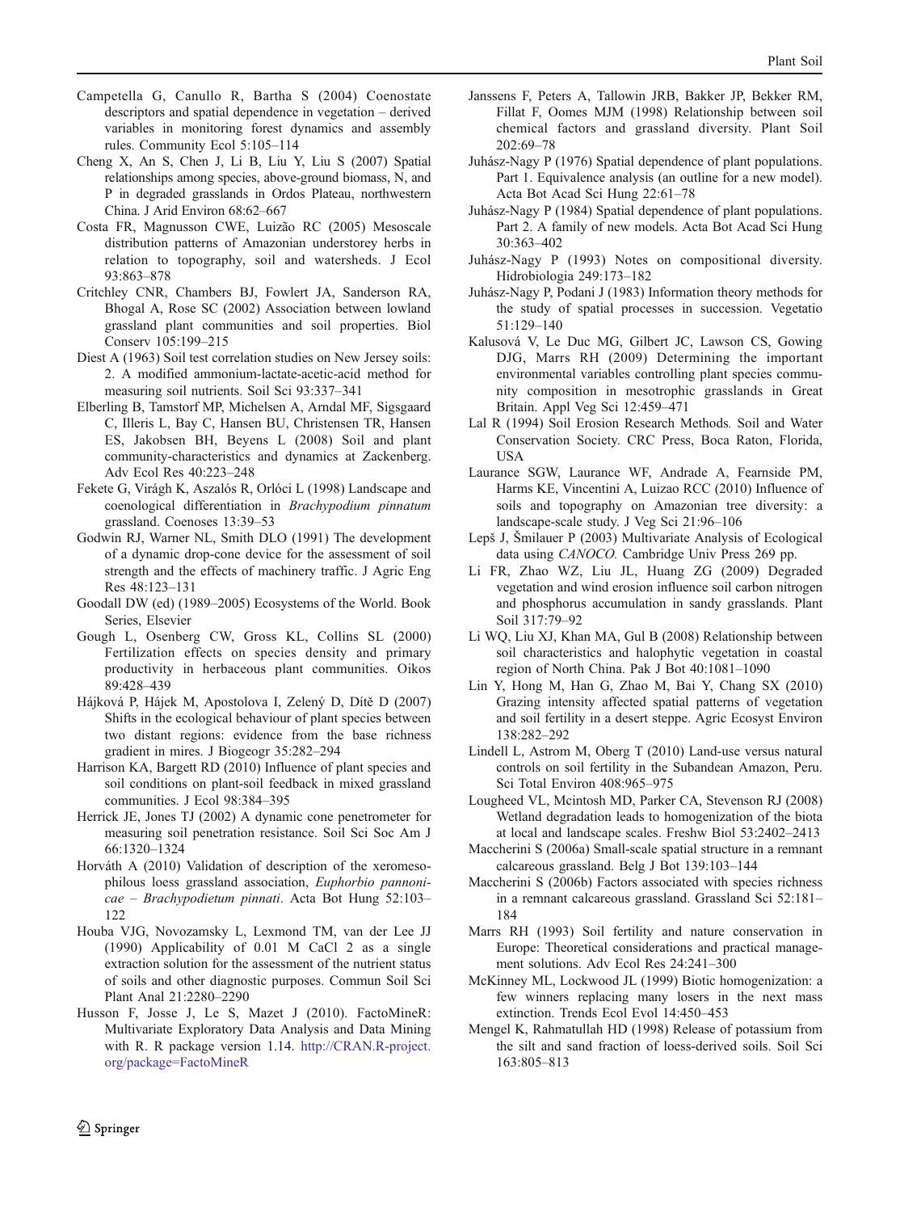Campetella G, Canullo R, Bartha S (2004) Coenostate descriptors and spatial dependence in vegetation – derived variables in monitoring forest dynamics and assembly rules. Community Ecol 5:105–114

Cheng X, An S, Chen J, Li B, Liu Y, Liu S (2007) Spatial relationships among species, above-ground biomass, N, and P in degraded grasslands in Ordos Plateau, northwestern China. J Arid Environ 68:62–667

Costa FR, Magnusson CWE, Luizão RC (2005) Mesoscale distribution patterns of Amazonian understorey herbs in relation to topography, soil and watersheds. J Ecol 93:863–878

Critchley CNR, Chambers BJ, Fowlert JA, Sanderson RA, Bhogal A, Rose SC (2002) Association between lowland grassland plant communities and soil properties. Biol Conserv 105:199–215

Diest A (1963) Soil test correlation studies on New Jersey soils: 2. A modified ammonium-lactate-acetic-acid method for measuring soil nutrients. Soil Sci 93:337–341

Elberling B, Tamstorf MP, Michelsen A, Arndal MF, Sigsgaard C, Illeris L, Bay C, Hansen BU, Christensen TR, Hansen ES, Jakobsen BH, Beyens L (2008) Soil and plant community-characteristics and dynamics at Zackenberg. Adv Ecol Res 40:223–248

Fekete G, Virágh K, Aszalós R, Orlóci L (1998) Landscape and coenological differentiation in *Brachypodium pinnatum* grassland. Coenoses 13:39–53

Godwin RJ, Warner NL, Smith DLO (1991) The development of a dynamic drop-cone device for the assessment of soil strength and the effects of machinery traffic. J Agric Eng Res 48:123–131

Goodall DW (ed) (1989–2005) Ecosystems of the World. Book Series, Elsevier

Gough L, Osenberg CW, Gross KL, Collins SL (2000) Fertilization effects on species density and primary productivity in herbaceous plant communities. Oikos 89:428–439

Hájková P, Hájek M, Apostolova I, Zelený D, Dítě D (2007) Shifts in the ecological behaviour of plant species between two distant regions: evidence from the base richness gradient in mires. J Biogeogr 35:282–294

Harrison KA, Bargett RD (2010) Influence of plant species and soil conditions on plant-soil feedback in mixed grassland communities. J Ecol 98:384–395

Herrick JE, Jones TJ (2002) A dynamic cone penetrometer for measuring soil penetration resistance. Soil Sci Soc Am J 66:1320–1324

Horváth A (2010) Validation of description of the xeromesophilous loess grassland association, *Euphorbio pannonicae – Brachypodietum pinnati*. Acta Bot Hung 52:103–122

Houba VJG, Novozamsky L, Lexmond TM, van der Lee JJ (1990) Applicability of 0.01 M CaCl 2 as a single extraction solution for the assessment of the nutrient status of soils and other diagnostic purposes. Commun Soil Sci Plant Anal 21:2280–2290

Husson F, Josse J, Le S, Mazet J (2010). FactoMineR: Multivariate Exploratory Data Analysis and Data Mining with R. R package version 1.14. http://CRAN.R-project.org/package=FactoMineR

Janssens F, Peters A, Tallowin JRB, Bakker JP, Bekker RM, Fillat F, Oomes MJM (1998) Relationship between soil chemical factors and grassland diversity. Plant Soil 202:69–78

Juhász-Nagy P (1976) Spatial dependence of plant populations. Part 1. Equivalence analysis (an outline for a new model). Acta Bot Acad Sci Hung 22:61–78

Juhász-Nagy P (1984) Spatial dependence of plant populations. Part 2. A family of new models. Acta Bot Acad Sci Hung 30:363–402

Juhász-Nagy P (1993) Notes on compositional diversity. Hidrobiologia 249:173–182

Juhász-Nagy P, Podani J (1983) Information theory methods for the study of spatial processes in succession. Vegetatio 51:129–140

Kalusová V, Le Duc MG, Gilbert JC, Lawson CS, Gowing DJG, Marrs RH (2009) Determining the important environmental variables controlling plant species community composition in mesotrophic grasslands in Great Britain. Appl Veg Sci 12:459–471

Lal R (1994) Soil Erosion Research Methods*.* Soil and Water Conservation Society. CRC Press, Boca Raton, Florida, USA

Laurance SGW, Laurance WF, Andrade A, Fearnside PM, Harms KE, Vincentini A, Luizao RCC (2010) Influence of soils and topography on Amazonian tree diversity: a landscape-scale study. J Veg Sci 21:96–106

Lepš J, Šmilauer P (2003) Multivariate Analysis of Ecological data using *CANOCO.* Cambridge Univ Press 269 pp.

Li FR, Zhao WZ, Liu JL, Huang ZG (2009) Degraded vegetation and wind erosion influence soil carbon nitrogen and phosphorus accumulation in sandy grasslands. Plant Soil 317:79–92

Li WQ, Liu XJ, Khan MA, Gul B (2008) Relationship between soil characteristics and halophytic vegetation in coastal region of North China. Pak J Bot 40:1081–1090

Lin Y, Hong M, Han G, Zhao M, Bai Y, Chang SX (2010) Grazing intensity affected spatial patterns of vegetation and soil fertility in a desert steppe. Agric Ecosyst Environ 138:282–292

Lindell L, Astrom M, Oberg T (2010) Land-use versus natural controls on soil fertility in the Subandean Amazon, Peru. Sci Total Environ 408:965–975

Lougheed VL, Mcintosh MD, Parker CA, Stevenson RJ (2008) Wetland degradation leads to homogenization of the biota at local and landscape scales. Freshw Biol 53:2402–2413

Maccherini S (2006a) Small-scale spatial structure in a remnant calcareous grassland. Belg J Bot 139:103–144

Maccherini S (2006b) Factors associated with species richness in a remnant calcareous grassland. Grassland Sci 52:181–184

Marrs RH (1993) Soil fertility and nature conservation in Europe: Theoretical considerations and practical management solutions. Adv Ecol Res 24:241–300

McKinney ML, Lockwood JL (1999) Biotic homogenization: a few winners replacing many losers in the next mass extinction. Trends Ecol Evol 14:450–453

Mengel K, Rahmatullah HD (1998) Release of potassium from the silt and sand fraction of loess-derived soils. Soil Sci 163:805–813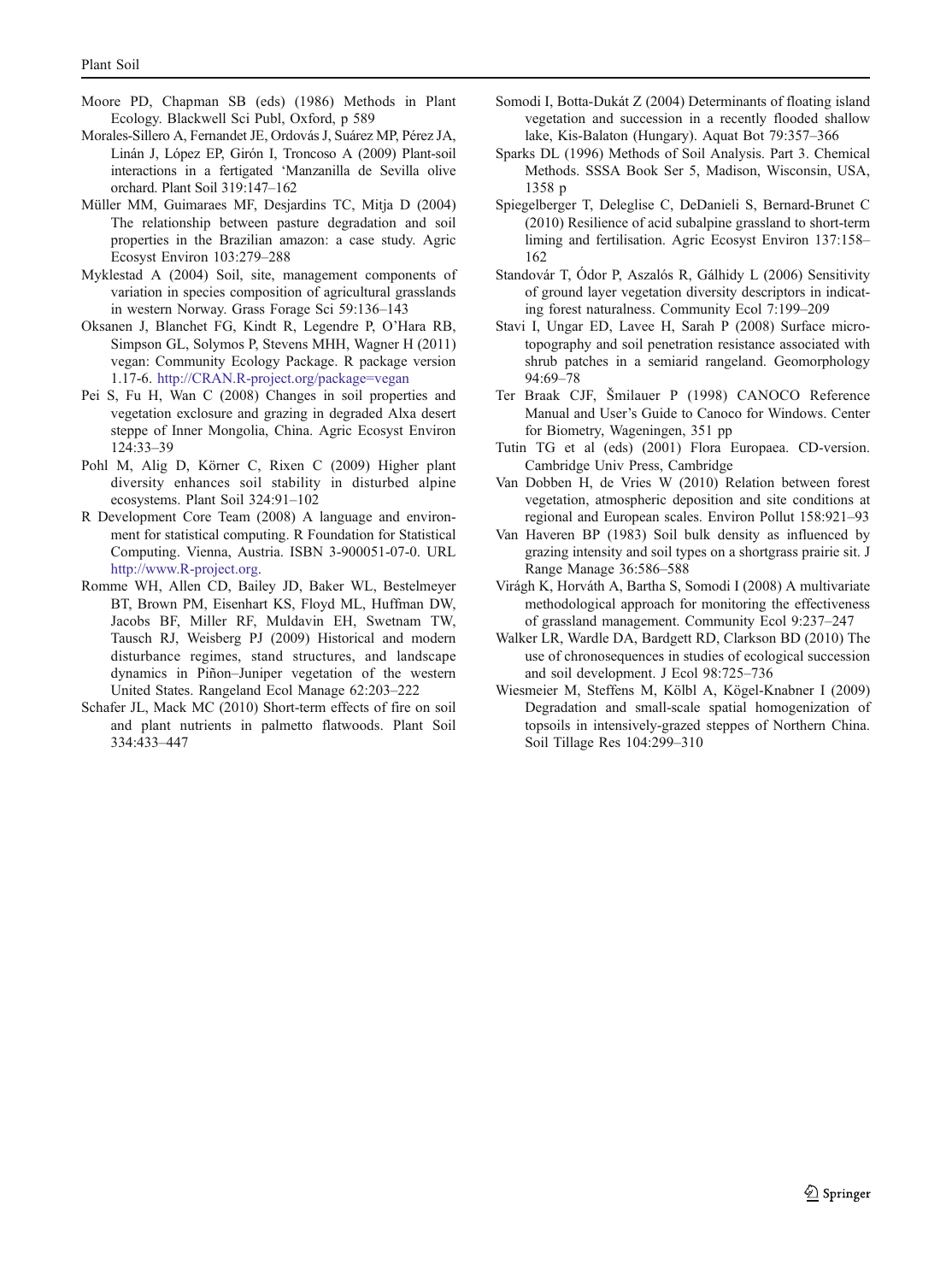Moore PD, Chapman SB (eds) (1986) Methods in Plant Ecology. Blackwell Sci Publ, Oxford, p 589

Morales-Sillero A, Fernandet JE, Ordovás J, Suárez MP, Pérez JA, Linán J, López EP, Girón I, Troncoso A (2009) Plant-soil interactions in a fertigated 'Manzanilla de Sevilla olive orchard. Plant Soil 319:147–162

Müller MM, Guimaraes MF, Desjardins TC, Mitja D (2004) The relationship between pasture degradation and soil properties in the Brazilian amazon: a case study. Agric Ecosyst Environ 103:279–288

Myklestad A (2004) Soil, site, management components of variation in species composition of agricultural grasslands in western Norway. Grass Forage Sci 59:136–143

Oksanen J, Blanchet FG, Kindt R, Legendre P, O'Hara RB, Simpson GL, Solymos P, Stevens MHH, Wagner H (2011) vegan: Community Ecology Package. R package version 1.17-6. http://CRAN.R-project.org/package=vegan

Pei S, Fu H, Wan C (2008) Changes in soil properties and vegetation exclosure and grazing in degraded Alxa desert steppe of Inner Mongolia, China. Agric Ecosyst Environ 124:33–39

Pohl M, Alig D, Körner C, Rixen C (2009) Higher plant diversity enhances soil stability in disturbed alpine ecosystems. Plant Soil 324:91–102

R Development Core Team (2008) A language and environment for statistical computing. R Foundation for Statistical Computing. Vienna, Austria. ISBN 3-900051-07-0. URL http://www.R-project.org.

Romme WH, Allen CD, Bailey JD, Baker WL, Bestelmeyer BT, Brown PM, Eisenhart KS, Floyd ML, Huffman DW, Jacobs BF, Miller RF, Muldavin EH, Swetnam TW, Tausch RJ, Weisberg PJ (2009) Historical and modern disturbance regimes, stand structures, and landscape dynamics in Piñon–Juniper vegetation of the western United States. Rangeland Ecol Manage 62:203–222

Schafer JL, Mack MC (2010) Short-term effects of fire on soil and plant nutrients in palmetto flatwoods. Plant Soil 334:433–447

Somodi I, Botta-Dukát Z (2004) Determinants of floating island vegetation and succession in a recently flooded shallow lake, Kis-Balaton (Hungary). Aquat Bot 79:357–366

Sparks DL (1996) Methods of Soil Analysis. Part 3. Chemical Methods. SSSA Book Ser 5, Madison, Wisconsin, USA, 1358 p

Spiegelberger T, Deleglise C, DeDanieli S, Bernard-Brunet C (2010) Resilience of acid subalpine grassland to short-term liming and fertilisation. Agric Ecosyst Environ 137:158–162

Standovár T, Ódor P, Aszalós R, Gálhidy L (2006) Sensitivity of ground layer vegetation diversity descriptors in indicating forest naturalness. Community Ecol 7:199–209

Stavi I, Ungar ED, Lavee H, Sarah P (2008) Surface microtopography and soil penetration resistance associated with shrub patches in a semiarid rangeland. Geomorphology 94:69–78

Ter Braak CJF, Šmilauer P (1998) CANOCO Reference Manual and User's Guide to Canoco for Windows. Center for Biometry, Wageningen, 351 pp

Tutin TG et al (eds) (2001) Flora Europaea. CD-version. Cambridge Univ Press, Cambridge

Van Dobben H, de Vries W (2010) Relation between forest vegetation, atmospheric deposition and site conditions at regional and European scales. Environ Pollut 158:921–93

Van Haveren BP (1983) Soil bulk density as influenced by grazing intensity and soil types on a shortgrass prairie sit. J Range Manage 36:586–588

Virágh K, Horváth A, Bartha S, Somodi I (2008) A multivariate methodological approach for monitoring the effectiveness of grassland management. Community Ecol 9:237–247

Walker LR, Wardle DA, Bardgett RD, Clarkson BD (2010) The use of chronosequences in studies of ecological succession and soil development. J Ecol 98:725–736

Wiesmeier M, Steffens M, Kölbl A, Kögel-Knabner I (2009) Degradation and small-scale spatial homogenization of topsoils in intensively-grazed steppes of Northern China. Soil Tillage Res 104:299–310